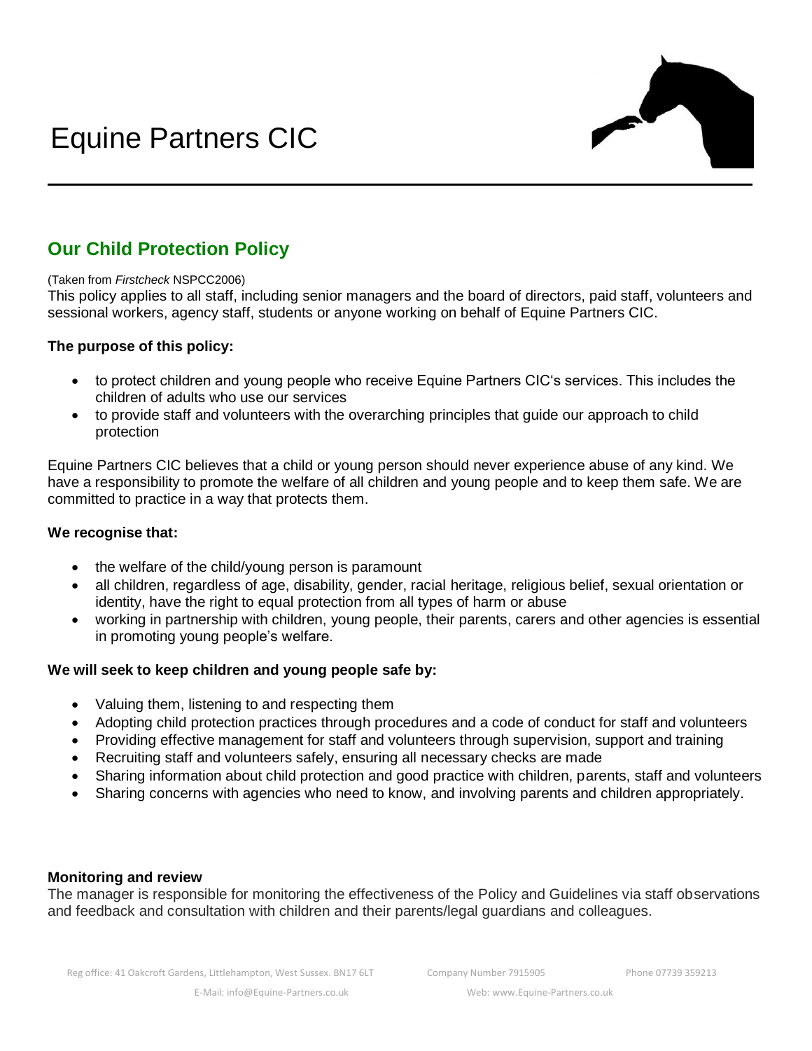# Equine Partners CIC

## Our Child Protection Policy

(Taken from *Firstcheck* NSPCC2006)

This policy applies to all staff, including senior managers and the board of directors, paid staff, volunteers and sessional workers, agency staff, students or anyone working on behalf of Equine Partners CIC.

**The purpose of this policy:**

- to protect children and young people who receive Equine Partners CIC's services. This includes the children of adults who use our services
- to provide staff and volunteers with the overarching principles that guide our approach to child protection

Equine Partners CIC believes that a child or young person should never experience abuse of any kind. We have a responsibility to promote the welfare of all children and young people and to keep them safe. We are committed to practice in a way that protects them.

**We recognise that:**

- the welfare of the child/young person is paramount
- all children, regardless of age, disability, gender, racial heritage, religious belief, sexual orientation or identity, have the right to equal protection from all types of harm or abuse
- working in partnership with children, young people, their parents, carers and other agencies is essential in promoting young people's welfare.

**We will seek to keep children and young people safe by:**

- Valuing them, listening to and respecting them
- Adopting child protection practices through procedures and a code of conduct for staff and volunteers
- Providing effective management for staff and volunteers through supervision, support and training
- Recruiting staff and volunteers safely, ensuring all necessary checks are made
- Sharing information about child protection and good practice with children, parents, staff and volunteers
- Sharing concerns with agencies who need to know, and involving parents and children appropriately.

**Monitoring and review**

The manager is responsible for monitoring the effectiveness of the Policy and Guidelines via staff observations and feedback and consultation with children and their parents/legal guardians and colleagues.

Reg office: 41 Oakcroft Gardens, Littlehampton, West Sussex. BN17 6LT Company Number 7915905 Phone 07739 359213

E-Mail: info@Equine-Partners.co.uk Web: www.Equine-Partners.co.uk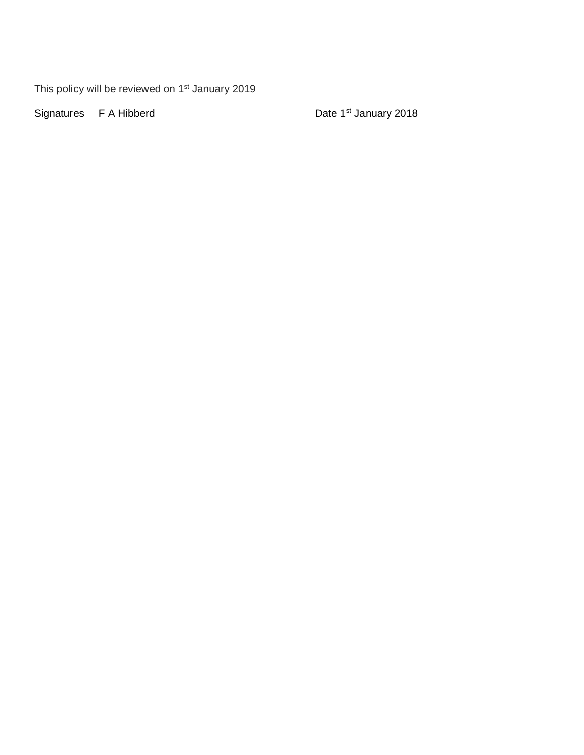This policy will be reviewed on 1st January 2019

Signatures F A Hibberd Date 1st January 2018